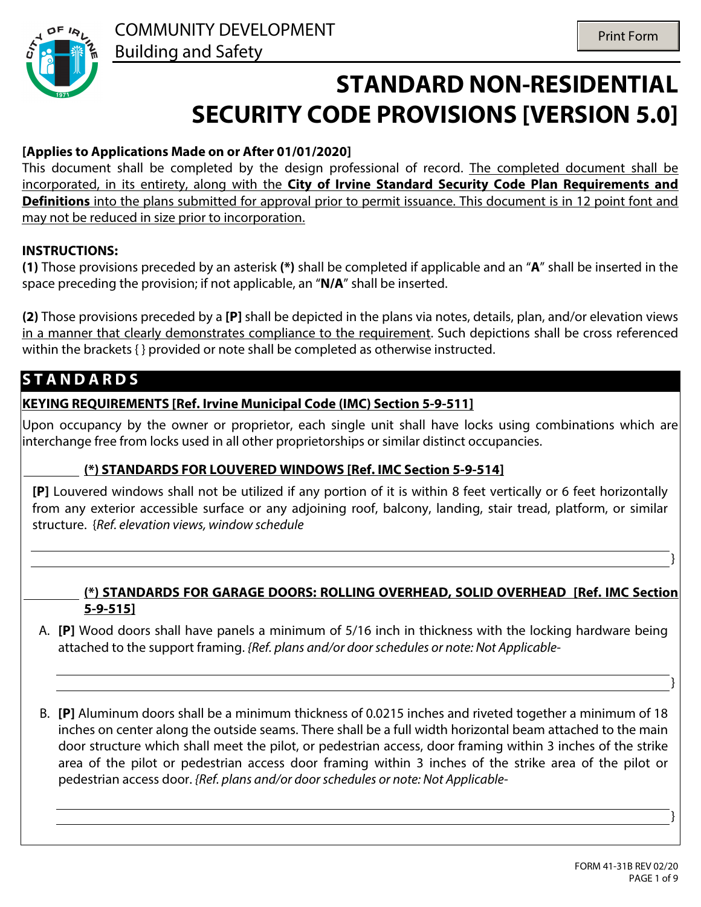COMMUNITY DEVELOPMENT
Building and Safety

# STANDARD NON-RESIDENTIAL SECURITY CODE PROVISIONS [VERSION 5.0]

**[Applies to Applications Made on or After 01/01/2020]**

This document shall be completed by the design professional of record. The completed document shall be incorporated, in its entirety, along with the **City of Irvine Standard Security Code Plan Requirements and Definitions** into the plans submitted for approval prior to permit issuance. This document is in 12 point font and may not be reduced in size prior to incorporation.

**INSTRUCTIONS:**

**(1)** Those provisions preceded by an asterisk **(*)** shall be completed if applicable and an "**A**" shall be inserted in the space preceding the provision; if not applicable, an "**N/A**" shall be inserted.

**(2)** Those provisions preceded by a **[P]** shall be depicted in the plans via notes, details, plan, and/or elevation views in a manner that clearly demonstrates compliance to the requirement. Such depictions shall be cross referenced within the brackets { } provided or note shall be completed as otherwise instructed.

## STANDARDS

**KEYING REQUIREMENTS [Ref. Irvine Municipal Code (IMC) Section 5-9-511]**

Upon occupancy by the owner or proprietor, each single unit shall have locks using combinations which are interchange free from locks used in all other proprietorships or similar distinct occupancies.

_________ **(*) STANDARDS FOR LOUVERED WINDOWS [Ref. IMC Section 5-9-514]**

**[P]** Louvered windows shall not be utilized if any portion of it is within 8 feet vertically or 6 feet horizontally from any exterior accessible surface or any adjoining roof, balcony, landing, stair tread, platform, or similar structure. {*Ref. elevation views, window schedule*

________________________________________________________________________________

________________________________________________________________________________}

_________ **(*) STANDARDS FOR GARAGE DOORS: ROLLING OVERHEAD, SOLID OVERHEAD [Ref. IMC Section 5-9-515]**

A. **[P]** Wood doors shall have panels a minimum of 5/16 inch in thickness with the locking hardware being attached to the support framing. *{Ref. plans and/or door schedules or note: Not Applicable-*

________________________________________________________________________________

________________________________________________________________________________}

B. **[P]** Aluminum doors shall be a minimum thickness of 0.0215 inches and riveted together a minimum of 18 inches on center along the outside seams. There shall be a full width horizontal beam attached to the main door structure which shall meet the pilot, or pedestrian access, door framing within 3 inches of the strike area of the pilot or pedestrian access door framing within 3 inches of the strike area of the pilot or pedestrian access door. *{Ref. plans and/or door schedules or note: Not Applicable-*

________________________________________________________________________________

________________________________________________________________________________}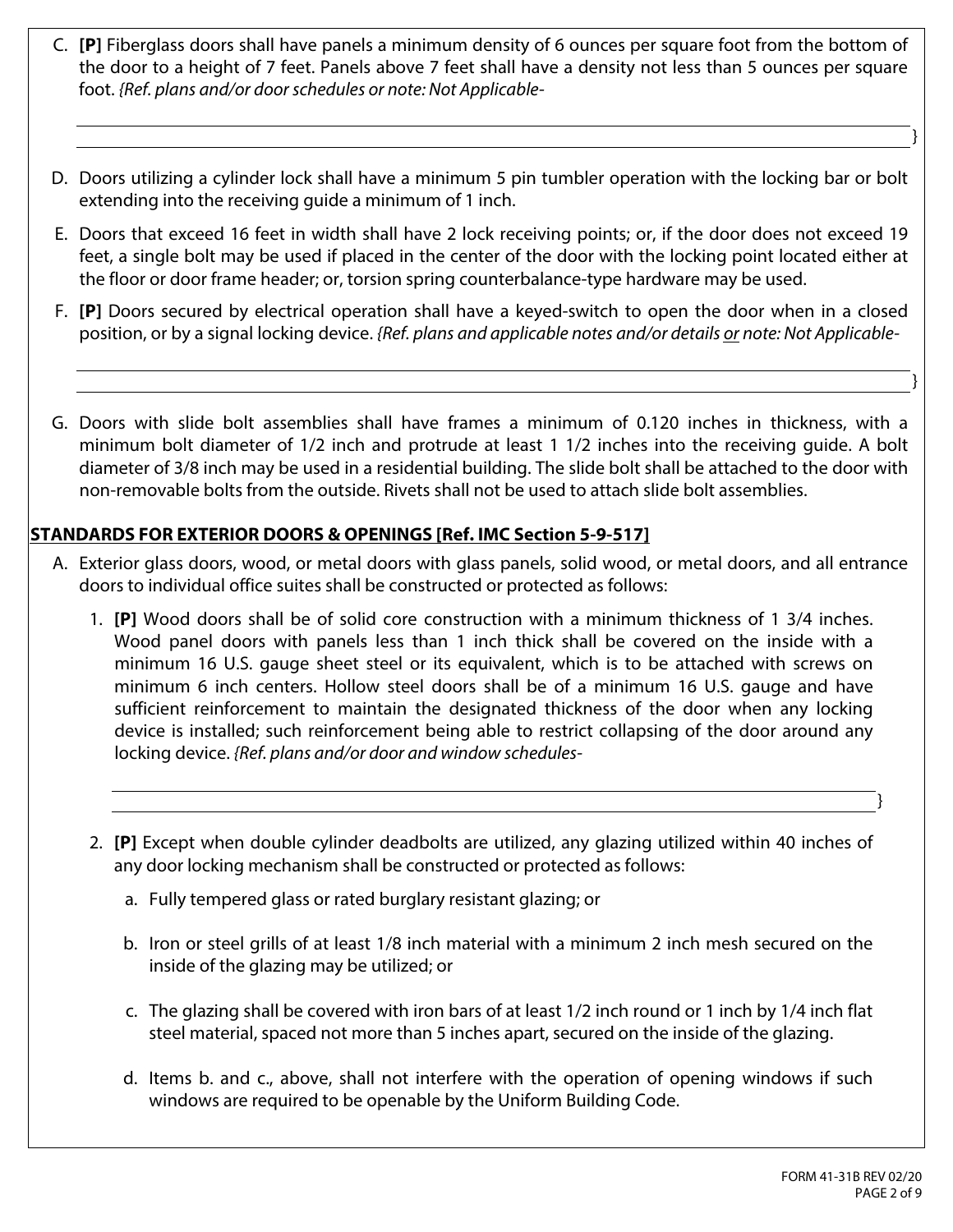C. **[P]** Fiberglass doors shall have panels a minimum density of 6 ounces per square foot from the bottom of the door to a height of 7 feet. Panels above 7 feet shall have a density not less than 5 ounces per square foot. *{Ref. plans and/or door schedules or note: Not Applicable-*

\_\_\_\_\_\_\_\_\_\_\_\_\_\_\_\_\_\_\_\_\_\_\_\_\_\_\_\_\_\_\_\_\_\_\_\_\_\_\_\_\_\_\_\_\_\_\_\_\_\_\_\_\_\_\_\_\_\_\_\_\_\_\_\_\_\_\_\_\_\_\_\_\_\_\_\_\_\_\_\_\_\_}

D. Doors utilizing a cylinder lock shall have a minimum 5 pin tumbler operation with the locking bar or bolt extending into the receiving guide a minimum of 1 inch.

E. Doors that exceed 16 feet in width shall have 2 lock receiving points; or, if the door does not exceed 19 feet, a single bolt may be used if placed in the center of the door with the locking point located either at the floor or door frame header; or, torsion spring counterbalance-type hardware may be used.

F. **[P]** Doors secured by electrical operation shall have a keyed-switch to open the door when in a closed position, or by a signal locking device. *{Ref. plans and applicable notes and/or details <u>or</u> note: Not Applicable-*

\_\_\_\_\_\_\_\_\_\_\_\_\_\_\_\_\_\_\_\_\_\_\_\_\_\_\_\_\_\_\_\_\_\_\_\_\_\_\_\_\_\_\_\_\_\_\_\_\_\_\_\_\_\_\_\_\_\_\_\_\_\_\_\_\_\_\_\_\_\_\_\_\_\_\_\_\_\_\_\_\_\_}

G. Doors with slide bolt assemblies shall have frames a minimum of 0.120 inches in thickness, with a minimum bolt diameter of 1/2 inch and protrude at least 1 1/2 inches into the receiving guide. A bolt diameter of 3/8 inch may be used in a residential building. The slide bolt shall be attached to the door with non-removable bolts from the outside. Rivets shall not be used to attach slide bolt assemblies.

## <u>STANDARDS FOR EXTERIOR DOORS & OPENINGS [Ref. IMC Section 5-9-517]</u>

A. Exterior glass doors, wood, or metal doors with glass panels, solid wood, or metal doors, and all entrance doors to individual office suites shall be constructed or protected as follows:

1. **[P]** Wood doors shall be of solid core construction with a minimum thickness of 1 3/4 inches. Wood panel doors with panels less than 1 inch thick shall be covered on the inside with a minimum 16 U.S. gauge sheet steel or its equivalent, which is to be attached with screws on minimum 6 inch centers. Hollow steel doors shall be of a minimum 16 U.S. gauge and have sufficient reinforcement to maintain the designated thickness of the door when any locking device is installed; such reinforcement being able to restrict collapsing of the door around any locking device. *{Ref. plans and/or door and window schedules-*

\_\_\_\_\_\_\_\_\_\_\_\_\_\_\_\_\_\_\_\_\_\_\_\_\_\_\_\_\_\_\_\_\_\_\_\_\_\_\_\_\_\_\_\_\_\_\_\_\_\_\_\_\_\_\_\_\_\_\_\_\_\_\_\_\_\_\_\_\_\_\_\_\_\_\_\_\_\_}

2. **[P]** Except when double cylinder deadbolts are utilized, any glazing utilized within 40 inches of any door locking mechanism shall be constructed or protected as follows:

   a. Fully tempered glass or rated burglary resistant glazing; or

   b. Iron or steel grills of at least 1/8 inch material with a minimum 2 inch mesh secured on the inside of the glazing may be utilized; or

   c. The glazing shall be covered with iron bars of at least 1/2 inch round or 1 inch by 1/4 inch flat steel material, spaced not more than 5 inches apart, secured on the inside of the glazing.

   d. Items b. and c., above, shall not interfere with the operation of opening windows if such windows are required to be openable by the Uniform Building Code.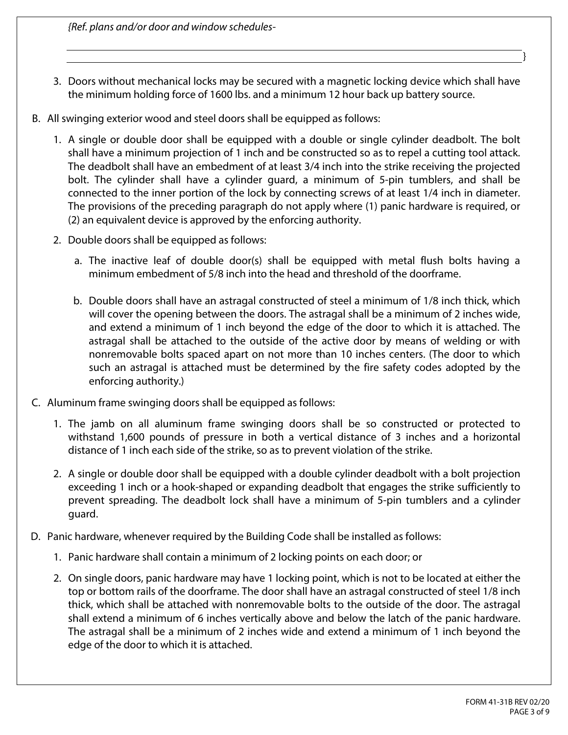*{Ref. plans and/or door and window schedules-*

______________________________________________________________________________

______________________________________________________________________________}

3. Doors without mechanical locks may be secured with a magnetic locking device which shall have the minimum holding force of 1600 lbs. and a minimum 12 hour back up battery source.

B. All swinging exterior wood and steel doors shall be equipped as follows:

   1. A single or double door shall be equipped with a double or single cylinder deadbolt. The bolt shall have a minimum projection of 1 inch and be constructed so as to repel a cutting tool attack. The deadbolt shall have an embedment of at least 3/4 inch into the strike receiving the projected bolt. The cylinder shall have a cylinder guard, a minimum of 5-pin tumblers, and shall be connected to the inner portion of the lock by connecting screws of at least 1/4 inch in diameter. The provisions of the preceding paragraph do not apply where (1) panic hardware is required, or (2) an equivalent device is approved by the enforcing authority.

   2. Double doors shall be equipped as follows:

      a. The inactive leaf of double door(s) shall be equipped with metal flush bolts having a minimum embedment of 5/8 inch into the head and threshold of the doorframe.

      b. Double doors shall have an astragal constructed of steel a minimum of 1/8 inch thick, which will cover the opening between the doors. The astragal shall be a minimum of 2 inches wide, and extend a minimum of 1 inch beyond the edge of the door to which it is attached. The astragal shall be attached to the outside of the active door by means of welding or with nonremovable bolts spaced apart on not more than 10 inches centers. (The door to which such an astragal is attached must be determined by the fire safety codes adopted by the enforcing authority.)

C. Aluminum frame swinging doors shall be equipped as follows:

   1. The jamb on all aluminum frame swinging doors shall be so constructed or protected to withstand 1,600 pounds of pressure in both a vertical distance of 3 inches and a horizontal distance of 1 inch each side of the strike, so as to prevent violation of the strike.

   2. A single or double door shall be equipped with a double cylinder deadbolt with a bolt projection exceeding 1 inch or a hook-shaped or expanding deadbolt that engages the strike sufficiently to prevent spreading. The deadbolt lock shall have a minimum of 5-pin tumblers and a cylinder guard.

D. Panic hardware, whenever required by the Building Code shall be installed as follows:

   1. Panic hardware shall contain a minimum of 2 locking points on each door; or

   2. On single doors, panic hardware may have 1 locking point, which is not to be located at either the top or bottom rails of the doorframe. The door shall have an astragal constructed of steel 1/8 inch thick, which shall be attached with nonremovable bolts to the outside of the door. The astragal shall extend a minimum of 6 inches vertically above and below the latch of the panic hardware. The astragal shall be a minimum of 2 inches wide and extend a minimum of 1 inch beyond the edge of the door to which it is attached.

FORM 41-31B REV 02/20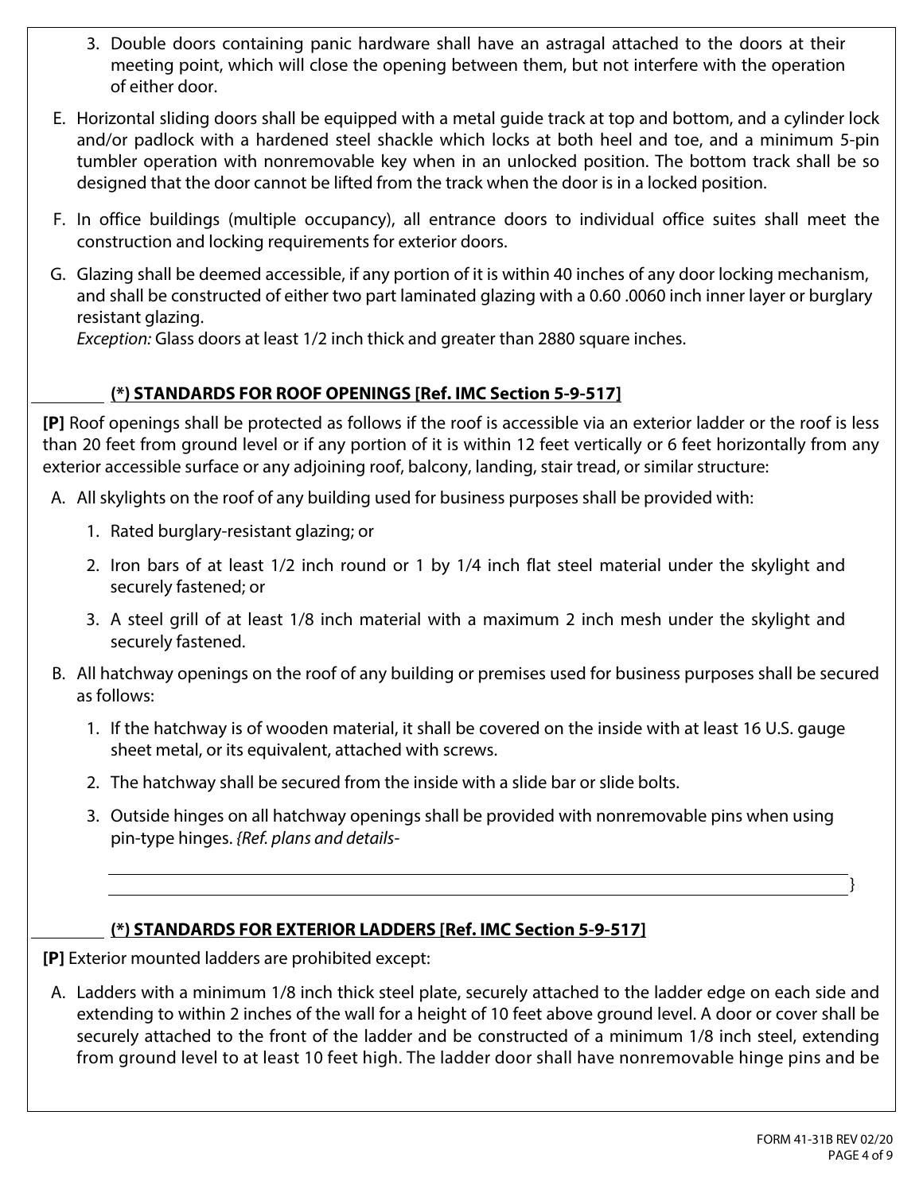3. Double doors containing panic hardware shall have an astragal attached to the doors at their meeting point, which will close the opening between them, but not interfere with the operation of either door.

E. Horizontal sliding doors shall be equipped with a metal guide track at top and bottom, and a cylinder lock and/or padlock with a hardened steel shackle which locks at both heel and toe, and a minimum 5-pin tumbler operation with nonremovable key when in an unlocked position. The bottom track shall be so designed that the door cannot be lifted from the track when the door is in a locked position.

F. In office buildings (multiple occupancy), all entrance doors to individual office suites shall meet the construction and locking requirements for exterior doors.

G. Glazing shall be deemed accessible, if any portion of it is within 40 inches of any door locking mechanism, and shall be constructed of either two part laminated glazing with a 0.60 .0060 inch inner layer or burglary resistant glazing.
*Exception:* Glass doors at least 1/2 inch thick and greater than 2880 square inches.

________ **(*) STANDARDS FOR ROOF OPENINGS [Ref. IMC Section 5-9-517]**

**[P]** Roof openings shall be protected as follows if the roof is accessible via an exterior ladder or the roof is less than 20 feet from ground level or if any portion of it is within 12 feet vertically or 6 feet horizontally from any exterior accessible surface or any adjoining roof, balcony, landing, stair tread, or similar structure:

A. All skylights on the roof of any building used for business purposes shall be provided with:

1. Rated burglary-resistant glazing; or
2. Iron bars of at least 1/2 inch round or 1 by 1/4 inch flat steel material under the skylight and securely fastened; or
3. A steel grill of at least 1/8 inch material with a maximum 2 inch mesh under the skylight and securely fastened.

B. All hatchway openings on the roof of any building or premises used for business purposes shall be secured as follows:

1. If the hatchway is of wooden material, it shall be covered on the inside with at least 16 U.S. gauge sheet metal, or its equivalent, attached with screws.
2. The hatchway shall be secured from the inside with a slide bar or slide bolts.
3. Outside hinges on all hatchway openings shall be provided with nonremovable pins when using pin-type hinges. *{Ref. plans and details-*

________________________________________________________________________

________________________________________________________________________}

________ **(*) STANDARDS FOR EXTERIOR LADDERS [Ref. IMC Section 5-9-517]**

**[P]** Exterior mounted ladders are prohibited except:

A. Ladders with a minimum 1/8 inch thick steel plate, securely attached to the ladder edge on each side and extending to within 2 inches of the wall for a height of 10 feet above ground level. A door or cover shall be securely attached to the front of the ladder and be constructed of a minimum 1/8 inch steel, extending from ground level to at least 10 feet high. The ladder door shall have nonremovable hinge pins and be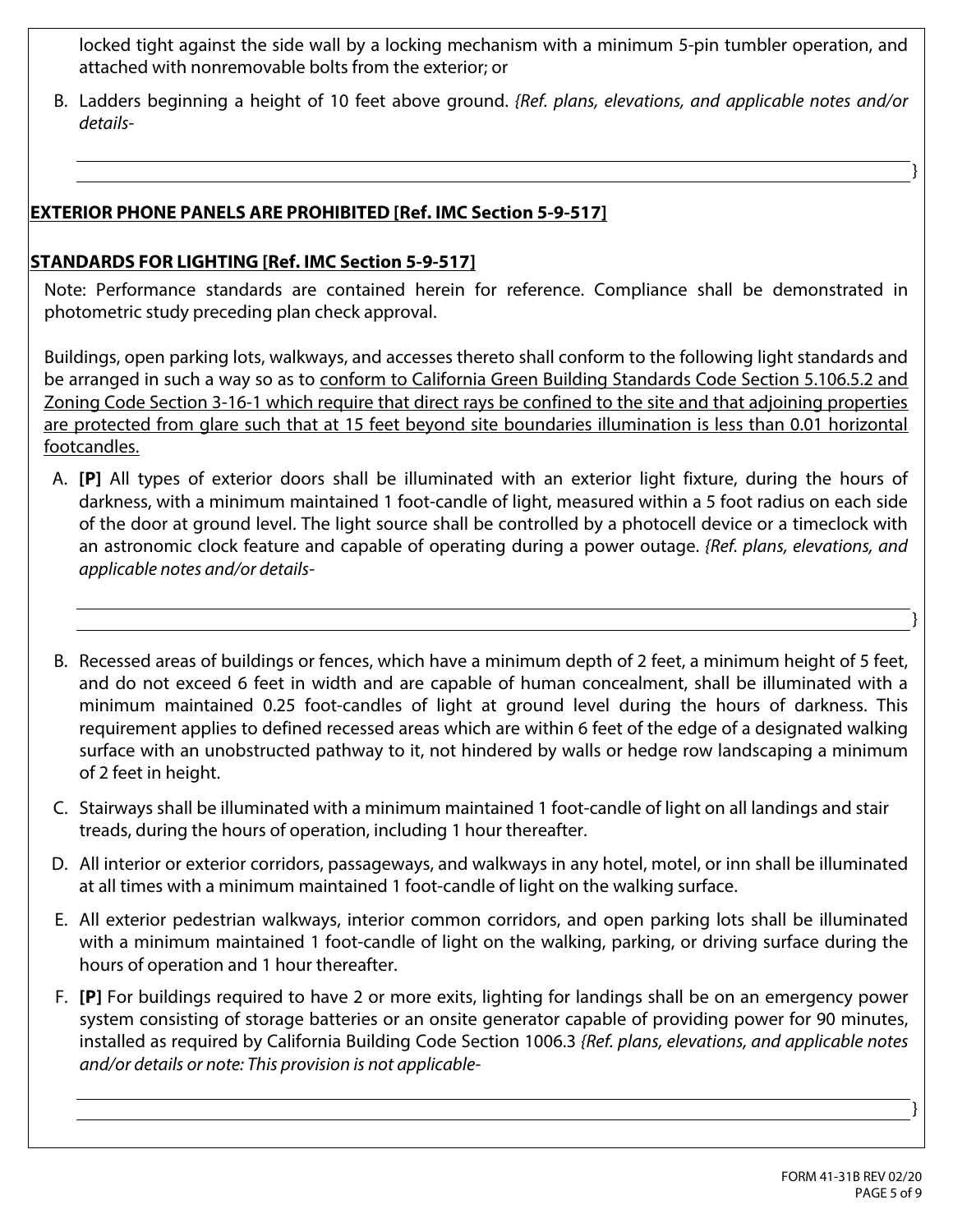locked tight against the side wall by a locking mechanism with a minimum 5-pin tumbler operation, and attached with nonremovable bolts from the exterior; or

B. Ladders beginning a height of 10 feet above ground. *{Ref. plans, elevations, and applicable notes and/or details-*

______________________________________________________________________________

______________________________________________________________________________}

**<u>EXTERIOR PHONE PANELS ARE PROHIBITED [Ref. IMC Section 5-9-517]</u>**

**<u>STANDARDS FOR LIGHTING [Ref. IMC Section 5-9-517]</u>**

Note: Performance standards are contained herein for reference. Compliance shall be demonstrated in photometric study preceding plan check approval.

Buildings, open parking lots, walkways, and accesses thereto shall conform to the following light standards and be arranged in such a way so as to <u>conform to California Green Building Standards Code Section 5.106.5.2 and Zoning Code Section 3-16-1 which require that direct rays be confined to the site and that adjoining properties are protected from glare such that at 15 feet beyond site boundaries illumination is less than 0.01 horizontal footcandles.</u>

A. **[P]** All types of exterior doors shall be illuminated with an exterior light fixture, during the hours of darkness, with a minimum maintained 1 foot-candle of light, measured within a 5 foot radius on each side of the door at ground level. The light source shall be controlled by a photocell device or a timeclock with an astronomic clock feature and capable of operating during a power outage. *{Ref. plans, elevations, and applicable notes and/or details-*

______________________________________________________________________________

______________________________________________________________________________}

B. Recessed areas of buildings or fences, which have a minimum depth of 2 feet, a minimum height of 5 feet, and do not exceed 6 feet in width and are capable of human concealment, shall be illuminated with a minimum maintained 0.25 foot-candles of light at ground level during the hours of darkness. This requirement applies to defined recessed areas which are within 6 feet of the edge of a designated walking surface with an unobstructed pathway to it, not hindered by walls or hedge row landscaping a minimum of 2 feet in height.

C. Stairways shall be illuminated with a minimum maintained 1 foot-candle of light on all landings and stair treads, during the hours of operation, including 1 hour thereafter.

D. All interior or exterior corridors, passageways, and walkways in any hotel, motel, or inn shall be illuminated at all times with a minimum maintained 1 foot-candle of light on the walking surface.

E. All exterior pedestrian walkways, interior common corridors, and open parking lots shall be illuminated with a minimum maintained 1 foot-candle of light on the walking, parking, or driving surface during the hours of operation and 1 hour thereafter.

F. **[P]** For buildings required to have 2 or more exits, lighting for landings shall be on an emergency power system consisting of storage batteries or an onsite generator capable of providing power for 90 minutes, installed as required by California Building Code Section 1006.3 *{Ref. plans, elevations, and applicable notes and/or details or note: This provision is not applicable-*

______________________________________________________________________________

______________________________________________________________________________}

FORM 41-31B REV 02/20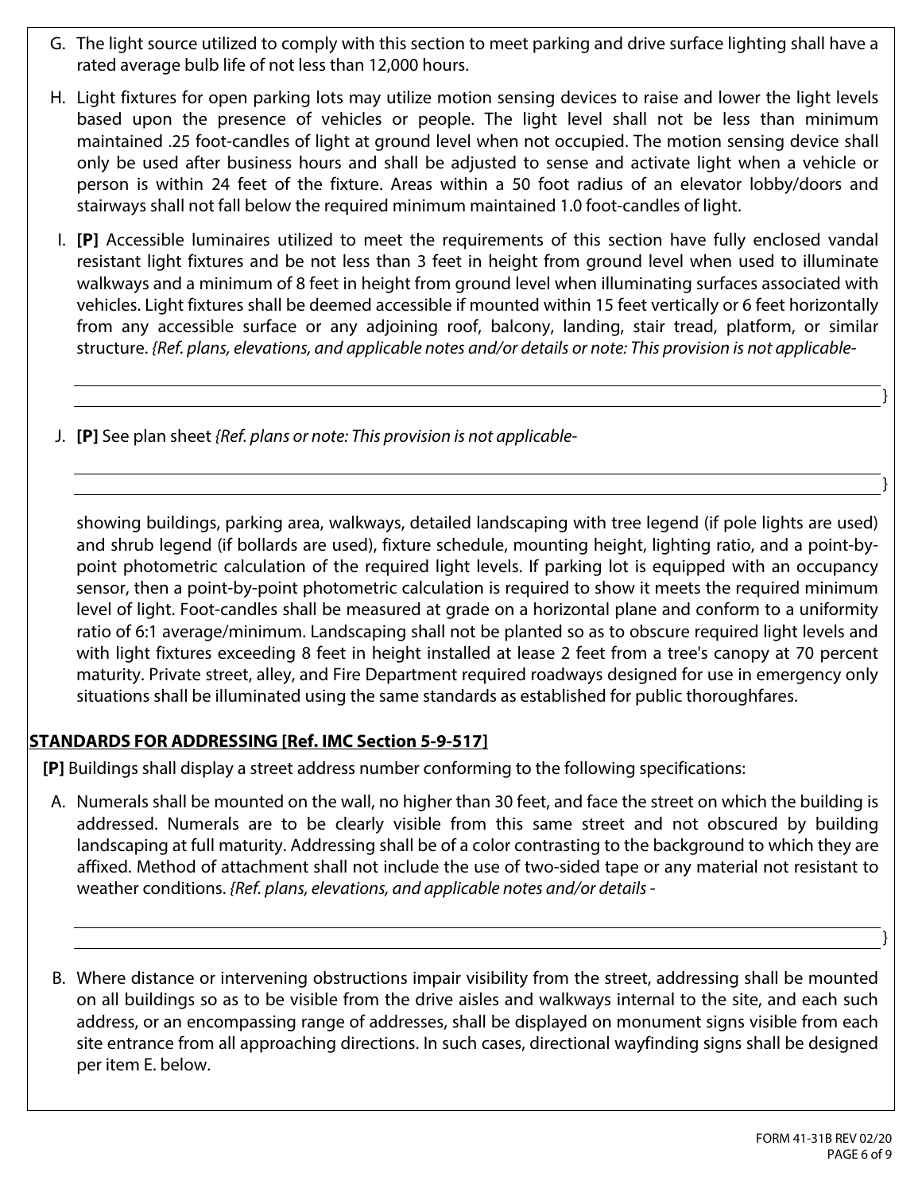G. The light source utilized to comply with this section to meet parking and drive surface lighting shall have a rated average bulb life of not less than 12,000 hours.

H. Light fixtures for open parking lots may utilize motion sensing devices to raise and lower the light levels based upon the presence of vehicles or people. The light level shall not be less than minimum maintained .25 foot-candles of light at ground level when not occupied. The motion sensing device shall only be used after business hours and shall be adjusted to sense and activate light when a vehicle or person is within 24 feet of the fixture. Areas within a 50 foot radius of an elevator lobby/doors and stairways shall not fall below the required minimum maintained 1.0 foot-candles of light.

I. **[P]** Accessible luminaires utilized to meet the requirements of this section have fully enclosed vandal resistant light fixtures and be not less than 3 feet in height from ground level when used to illuminate walkways and a minimum of 8 feet in height from ground level when illuminating surfaces associated with vehicles. Light fixtures shall be deemed accessible if mounted within 15 feet vertically or 6 feet horizontally from any accessible surface or any adjoining roof, balcony, landing, stair tread, platform, or similar structure. *{Ref. plans, elevations, and applicable notes and/or details or note: This provision is not applicable-*

______________________________________________________________________________

______________________________________________________________________________}

J. **[P]** See plan sheet *{Ref. plans or note: This provision is not applicable-*

______________________________________________________________________________

______________________________________________________________________________}

showing buildings, parking area, walkways, detailed landscaping with tree legend (if pole lights are used) and shrub legend (if bollards are used), fixture schedule, mounting height, lighting ratio, and a point-by-point photometric calculation of the required light levels. If parking lot is equipped with an occupancy sensor, then a point-by-point photometric calculation is required to show it meets the required minimum level of light. Foot-candles shall be measured at grade on a horizontal plane and conform to a uniformity ratio of 6:1 average/minimum. Landscaping shall not be planted so as to obscure required light levels and with light fixtures exceeding 8 feet in height installed at lease 2 feet from a tree's canopy at 70 percent maturity. Private street, alley, and Fire Department required roadways designed for use in emergency only situations shall be illuminated using the same standards as established for public thoroughfares.

## STANDARDS FOR ADDRESSING [Ref. IMC Section 5-9-517]

**[P]** Buildings shall display a street address number conforming to the following specifications:

A. Numerals shall be mounted on the wall, no higher than 30 feet, and face the street on which the building is addressed. Numerals are to be clearly visible from this same street and not obscured by building landscaping at full maturity. Addressing shall be of a color contrasting to the background to which they are affixed. Method of attachment shall not include the use of two-sided tape or any material not resistant to weather conditions. *{Ref. plans, elevations, and applicable notes and/or details -*

______________________________________________________________________________

______________________________________________________________________________}

B. Where distance or intervening obstructions impair visibility from the street, addressing shall be mounted on all buildings so as to be visible from the drive aisles and walkways internal to the site, and each such address, or an encompassing range of addresses, shall be displayed on monument signs visible from each site entrance from all approaching directions. In such cases, directional wayfinding signs shall be designed per item E. below.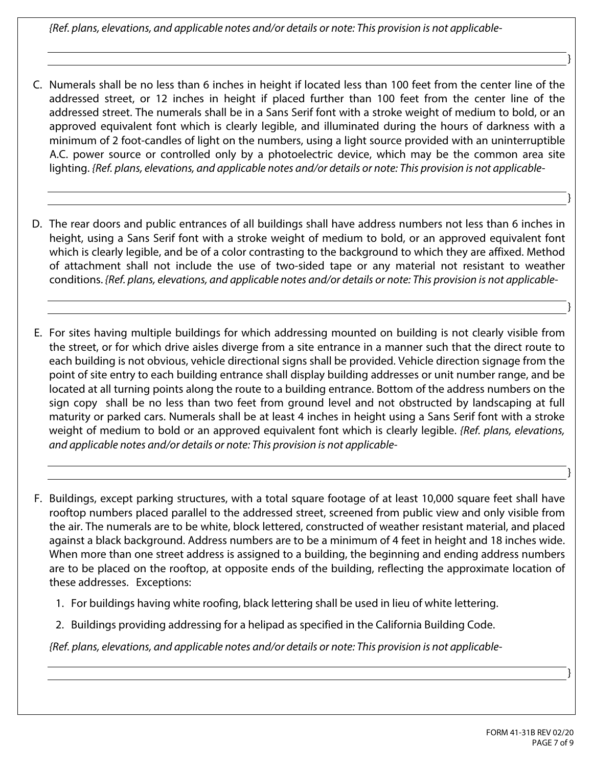*{Ref. plans, elevations, and applicable notes and/or details or note: This provision is not applicable-*

________________________________________________________________________________

________________________________________________________________________________}

C. Numerals shall be no less than 6 inches in height if located less than 100 feet from the center line of the addressed street, or 12 inches in height if placed further than 100 feet from the center line of the addressed street. The numerals shall be in a Sans Serif font with a stroke weight of medium to bold, or an approved equivalent font which is clearly legible, and illuminated during the hours of darkness with a minimum of 2 foot-candles of light on the numbers, using a light source provided with an uninterruptible A.C. power source or controlled only by a photoelectric device, which may be the common area site lighting. *{Ref. plans, elevations, and applicable notes and/or details or note: This provision is not applicable-*

________________________________________________________________________________

________________________________________________________________________________}

D. The rear doors and public entrances of all buildings shall have address numbers not less than 6 inches in height, using a Sans Serif font with a stroke weight of medium to bold, or an approved equivalent font which is clearly legible, and be of a color contrasting to the background to which they are affixed. Method of attachment shall not include the use of two-sided tape or any material not resistant to weather conditions. *{Ref. plans, elevations, and applicable notes and/or details or note: This provision is not applicable-*

________________________________________________________________________________

________________________________________________________________________________}

E. For sites having multiple buildings for which addressing mounted on building is not clearly visible from the street, or for which drive aisles diverge from a site entrance in a manner such that the direct route to each building is not obvious, vehicle directional signs shall be provided. Vehicle direction signage from the point of site entry to each building entrance shall display building addresses or unit number range, and be located at all turning points along the route to a building entrance. Bottom of the address numbers on the sign copy shall be no less than two feet from ground level and not obstructed by landscaping at full maturity or parked cars. Numerals shall be at least 4 inches in height using a Sans Serif font with a stroke weight of medium to bold or an approved equivalent font which is clearly legible. *{Ref. plans, elevations, and applicable notes and/or details or note: This provision is not applicable-*

________________________________________________________________________________

________________________________________________________________________________}

F. Buildings, except parking structures, with a total square footage of at least 10,000 square feet shall have rooftop numbers placed parallel to the addressed street, screened from public view and only visible from the air. The numerals are to be white, block lettered, constructed of weather resistant material, and placed against a black background. Address numbers are to be a minimum of 4 feet in height and 18 inches wide. When more than one street address is assigned to a building, the beginning and ending address numbers are to be placed on the rooftop, at opposite ends of the building, reflecting the approximate location of these addresses. Exceptions:

   1. For buildings having white roofing, black lettering shall be used in lieu of white lettering.
   2. Buildings providing addressing for a helipad as specified in the California Building Code.

   *{Ref. plans, elevations, and applicable notes and/or details or note: This provision is not applicable-*

________________________________________________________________________________

________________________________________________________________________________}

FORM 41-31B REV 02/20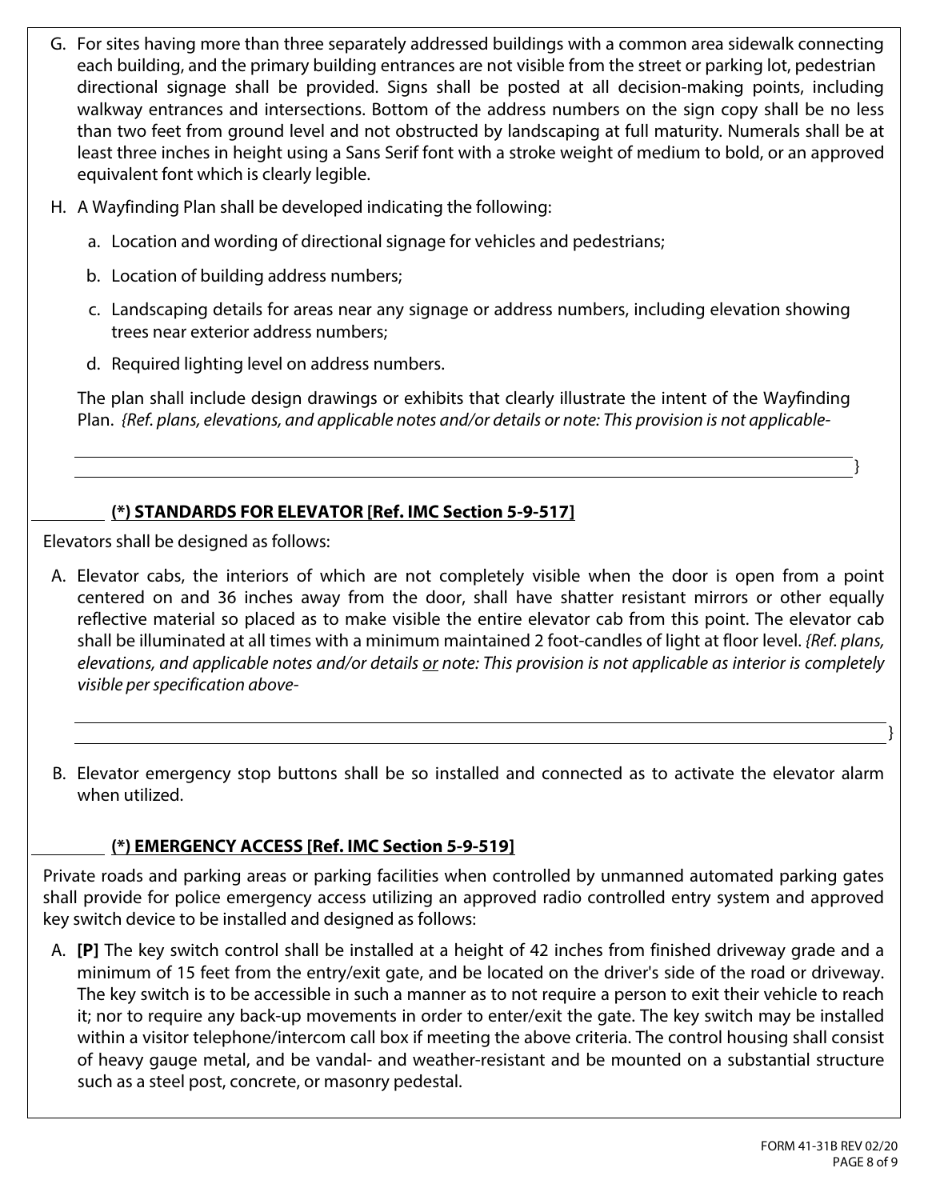G. For sites having more than three separately addressed buildings with a common area sidewalk connecting each building, and the primary building entrances are not visible from the street or parking lot, pedestrian directional signage shall be provided. Signs shall be posted at all decision-making points, including walkway entrances and intersections. Bottom of the address numbers on the sign copy shall be no less than two feet from ground level and not obstructed by landscaping at full maturity. Numerals shall be at least three inches in height using a Sans Serif font with a stroke weight of medium to bold, or an approved equivalent font which is clearly legible.

H. A Wayfinding Plan shall be developed indicating the following:

   a. Location and wording of directional signage for vehicles and pedestrians;

   b. Location of building address numbers;

   c. Landscaping details for areas near any signage or address numbers, including elevation showing trees near exterior address numbers;

   d. Required lighting level on address numbers.

   The plan shall include design drawings or exhibits that clearly illustrate the intent of the Wayfinding Plan. *{Ref. plans, elevations, and applicable notes and/or details or note: This provision is not applicable-*

   ______________________________________________________________________________

   ______________________________________________________________________________}

________ **(\*) STANDARDS FOR ELEVATOR [Ref. IMC Section 5-9-517]**

Elevators shall be designed as follows:

A. Elevator cabs, the interiors of which are not completely visible when the door is open from a point centered on and 36 inches away from the door, shall have shatter resistant mirrors or other equally reflective material so placed as to make visible the entire elevator cab from this point. The elevator cab shall be illuminated at all times with a minimum maintained 2 foot-candles of light at floor level. *{Ref. plans, elevations, and applicable notes and/or details <u>or</u> note: This provision is not applicable as interior is completely visible per specification above-*

   ______________________________________________________________________________

   ______________________________________________________________________________}

B. Elevator emergency stop buttons shall be so installed and connected as to activate the elevator alarm when utilized.

________ **(\*) EMERGENCY ACCESS [Ref. IMC Section 5-9-519]**

Private roads and parking areas or parking facilities when controlled by unmanned automated parking gates shall provide for police emergency access utilizing an approved radio controlled entry system and approved key switch device to be installed and designed as follows:

A. **[P]** The key switch control shall be installed at a height of 42 inches from finished driveway grade and a minimum of 15 feet from the entry/exit gate, and be located on the driver's side of the road or driveway. The key switch is to be accessible in such a manner as to not require a person to exit their vehicle to reach it; nor to require any back-up movements in order to enter/exit the gate. The key switch may be installed within a visitor telephone/intercom call box if meeting the above criteria. The control housing shall consist of heavy gauge metal, and be vandal- and weather-resistant and be mounted on a substantial structure such as a steel post, concrete, or masonry pedestal.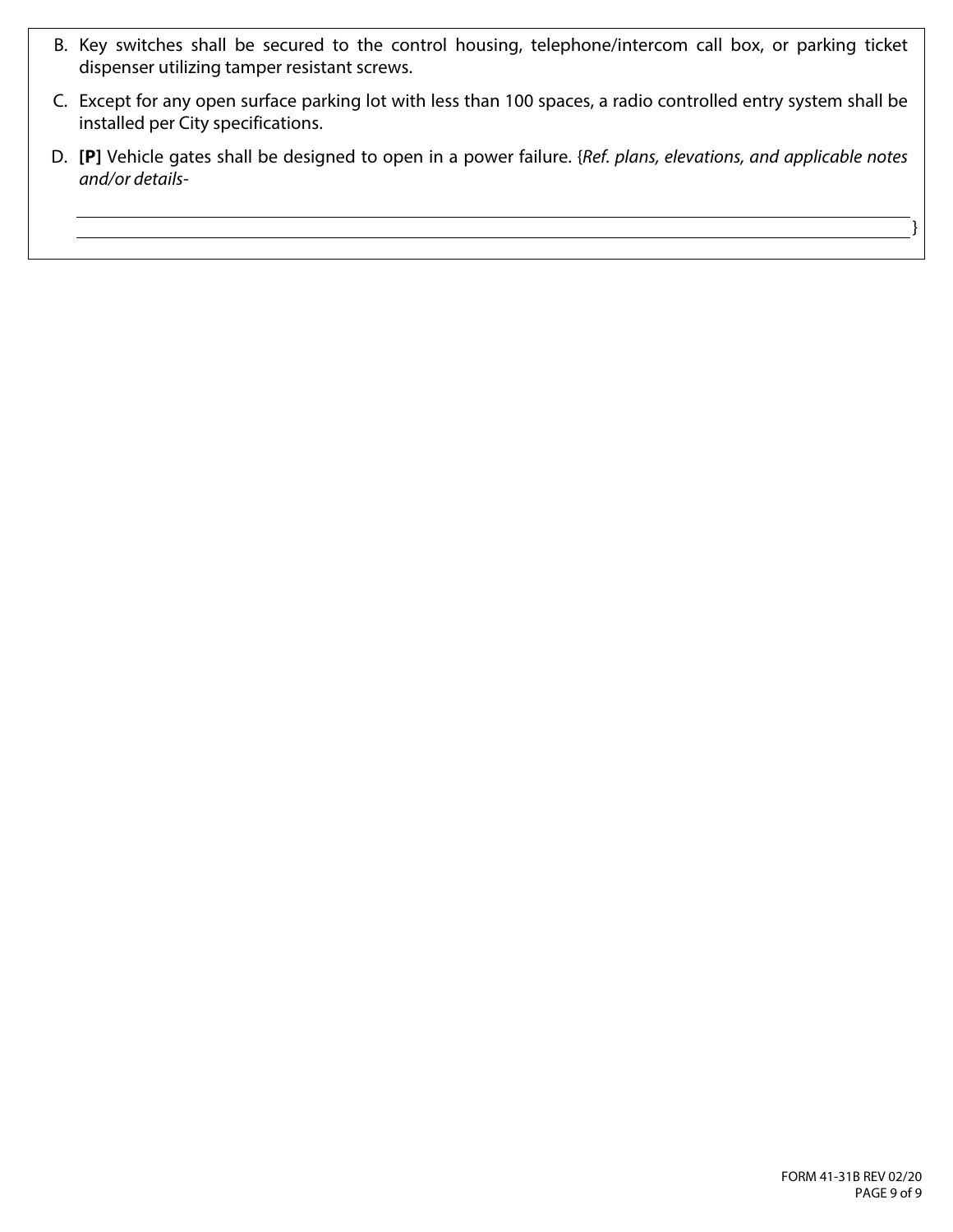B. Key switches shall be secured to the control housing, telephone/intercom call box, or parking ticket dispenser utilizing tamper resistant screws.

C. Except for any open surface parking lot with less than 100 spaces, a radio controlled entry system shall be installed per City specifications.

D. **[P]** Vehicle gates shall be designed to open in a power failure. {*Ref. plans, elevations, and applicable notes and/or details-*

\_\_\_\_\_\_\_\_\_\_\_\_\_\_\_\_\_\_\_\_\_\_\_\_\_\_\_\_\_\_\_\_\_\_\_\_\_\_\_\_\_\_\_\_\_\_\_\_\_\_\_\_\_\_\_\_\_\_\_\_\_\_\_\_\_\_\_\_\_\_\_\_\_\_\_\_

\_\_\_\_\_\_\_\_\_\_\_\_\_\_\_\_\_\_\_\_\_\_\_\_\_\_\_\_\_\_\_\_\_\_\_\_\_\_\_\_\_\_\_\_\_\_\_\_\_\_\_\_\_\_\_\_\_\_\_\_\_\_\_\_\_\_\_\_\_\_\_\_\_\_\_\_}

FORM 41-31B REV 02/20